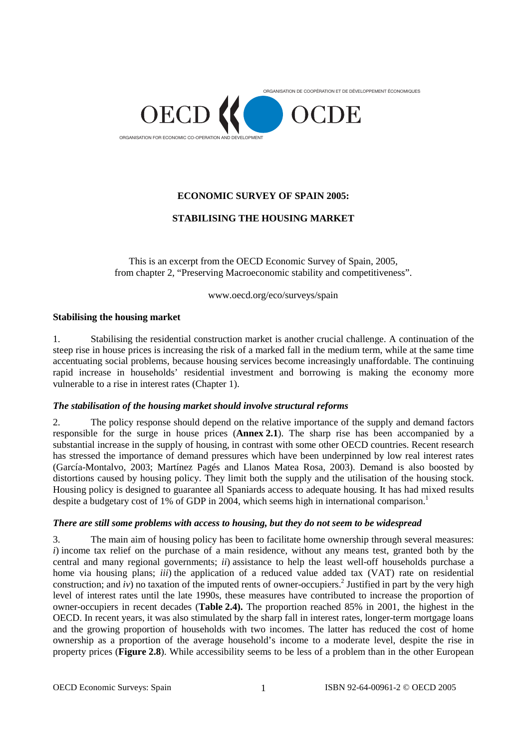ORGANISATION DE COOPÉRATION ET DE DÉVELOPPEMENT ÉCONOMIQUES

OECD OCDE

ORGANISATION FOR ECONOMIC CO-OPERATION AND DEVELOPMENT

**ECONOMIC SURVEY OF SPAIN 2005:**

**STABILISING THE HOUSING MARKET**

This is an excerpt from the OECD Economic Survey of Spain, 2005, from chapter 2, "Preserving Macroeconomic stability and competitiveness".

www.oecd.org/eco/surveys/spain

## Stabilising the housing market

1. Stabilising the residential construction market is another crucial challenge. A continuation of the steep rise in house prices is increasing the risk of a marked fall in the medium term, while at the same time accentuating social problems, because housing services become increasingly unaffordable. The continuing rapid increase in households' residential investment and borrowing is making the economy more vulnerable to a rise in interest rates (Chapter 1).

### *The stabilisation of the housing market should involve structural reforms*

2. The policy response should depend on the relative importance of the supply and demand factors responsible for the surge in house prices (**Annex 2.1**). The sharp rise has been accompanied by a substantial increase in the supply of housing, in contrast with some other OECD countries. Recent research has stressed the importance of demand pressures which have been underpinned by low real interest rates (García-Montalvo, 2003; Martínez Pagés and Llanos Matea Rosa, 2003). Demand is also boosted by distortions caused by housing policy. They limit both the supply and the utilisation of the housing stock. Housing policy is designed to guarantee all Spaniards access to adequate housing. It has had mixed results despite a budgetary cost of 1% of GDP in 2004, which seems high in international comparison.[1]

### *There are still some problems with access to housing, but they do not seem to be widespread*

3. The main aim of housing policy has been to facilitate home ownership through several measures: *i*) income tax relief on the purchase of a main residence, without any means test, granted both by the central and many regional governments; *ii*) assistance to help the least well-off households purchase a home via housing plans; *iii*) the application of a reduced value added tax (VAT) rate on residential construction; and *iv*) no taxation of the imputed rents of owner-occupiers.[2] Justified in part by the very high level of interest rates until the late 1990s, these measures have contributed to increase the proportion of owner-occupiers in recent decades (**Table 2.4).** The proportion reached 85% in 2001, the highest in the OECD. In recent years, it was also stimulated by the sharp fall in interest rates, longer-term mortgage loans and the growing proportion of households with two incomes. The latter has reduced the cost of home ownership as a proportion of the average household's income to a moderate level, despite the rise in property prices (**Figure 2.8**). While accessibility seems to be less of a problem than in the other European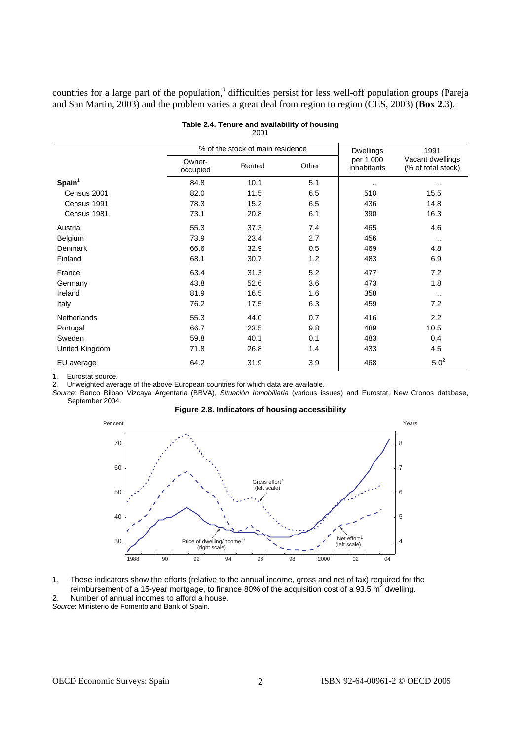countries for a large part of the population,[3] difficulties persist for less well-off population groups (Pareja and San Martin, 2003) and the problem varies a great deal from region to region (CES, 2003) (**Box 2.3**).

**Table 2.4. Tenure and availability of housing**

2001

| | % of the stock of main residence | | | Dwellings per 1 000 inhabitants | 1991 Vacant dwellings (% of total stock) |
|---|---|---|---|---|---|
| | Owner-occupied | Rented | Other | | |
| **Spain**[1] | 84.8 | 10.1 | 5.1 | .. | .. |
| Census 2001 | 82.0 | 11.5 | 6.5 | 510 | 15.5 |
| Census 1991 | 78.3 | 15.2 | 6.5 | 436 | 14.8 |
| Census 1981 | 73.1 | 20.8 | 6.1 | 390 | 16.3 |
| Austria | 55.3 | 37.3 | 7.4 | 465 | 4.6 |
| Belgium | 73.9 | 23.4 | 2.7 | 456 | .. |
| Denmark | 66.6 | 32.9 | 0.5 | 469 | 4.8 |
| Finland | 68.1 | 30.7 | 1.2 | 483 | 6.9 |
| France | 63.4 | 31.3 | 5.2 | 477 | 7.2 |
| Germany | 43.8 | 52.6 | 3.6 | 473 | 1.8 |
| Ireland | 81.9 | 16.5 | 1.6 | 358 | .. |
| Italy | 76.2 | 17.5 | 6.3 | 459 | 7.2 |
| Netherlands | 55.3 | 44.0 | 0.7 | 416 | 2.2 |
| Portugal | 66.7 | 23.5 | 9.8 | 489 | 10.5 |
| Sweden | 59.8 | 40.1 | 0.1 | 483 | 0.4 |
| United Kingdom | 71.8 | 26.8 | 1.4 | 433 | 4.5 |
| EU average | 64.2 | 31.9 | 3.9 | 468 | 5.0[2] |

1. Eurostat source.
2. Unweighted average of the above European countries for which data are available.

*Source:* Banco Bilbao Vizcaya Argentaria (BBVA), *Situación Inmobiliaria* (various issues) and Eurostat, New Cronos database, September 2004.

**Figure 2.8. Indicators of housing accessibility**

1. These indicators show the efforts (relative to the annual income, gross and net of tax) required for the reimbursement of a 15-year mortgage, to finance 80% of the acquisition cost of a 93.5 $m^2$ dwelling.
2. Number of annual incomes to afford a house.

*Source*: Ministerio de Fomento and Bank of Spain.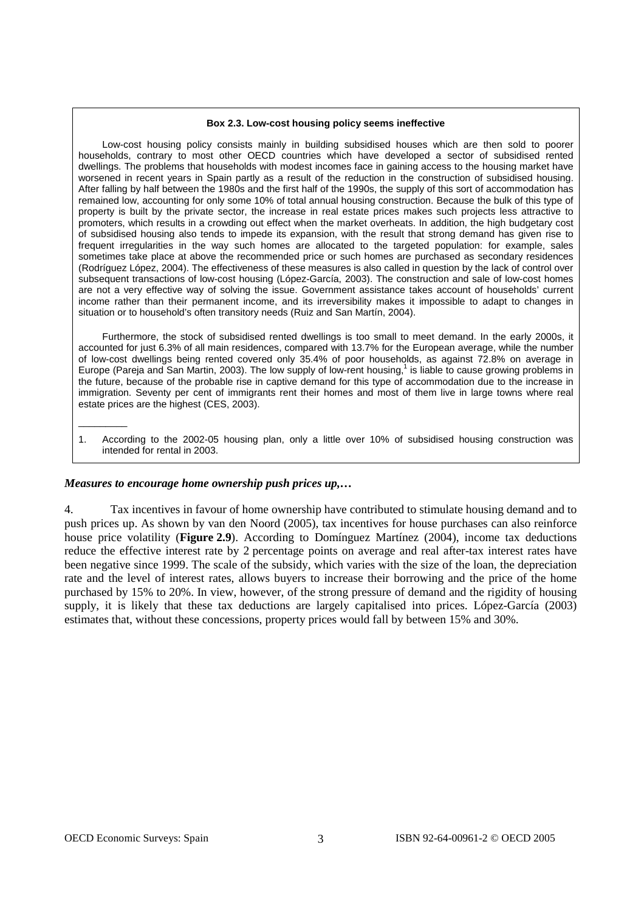**Box 2.3. Low-cost housing policy seems ineffective**

Low-cost housing policy consists mainly in building subsidised houses which are then sold to poorer households, contrary to most other OECD countries which have developed a sector of subsidised rented dwellings. The problems that households with modest incomes face in gaining access to the housing market have worsened in recent years in Spain partly as a result of the reduction in the construction of subsidised housing. After falling by half between the 1980s and the first half of the 1990s, the supply of this sort of accommodation has remained low, accounting for only some 10% of total annual housing construction. Because the bulk of this type of property is built by the private sector, the increase in real estate prices makes such projects less attractive to promoters, which results in a crowding out effect when the market overheats. In addition, the high budgetary cost of subsidised housing also tends to impede its expansion, with the result that strong demand has given rise to frequent irregularities in the way such homes are allocated to the targeted population: for example, sales sometimes take place at above the recommended price or such homes are purchased as secondary residences (Rodríguez López, 2004). The effectiveness of these measures is also called in question by the lack of control over subsequent transactions of low-cost housing (López-García, 2003). The construction and sale of low-cost homes are not a very effective way of solving the issue. Government assistance takes account of households' current income rather than their permanent income, and its irreversibility makes it impossible to adapt to changes in situation or to household's often transitory needs (Ruiz and San Martín, 2004).

Furthermore, the stock of subsidised rented dwellings is too small to meet demand. In the early 2000s, it accounted for just 6.3% of all main residences, compared with 13.7% for the European average, while the number of low-cost dwellings being rented covered only 35.4% of poor households, as against 72.8% on average in Europe (Pareja and San Martin, 2003). The low supply of low-rent housing,[1] is liable to cause growing problems in the future, because of the probable rise in captive demand for this type of accommodation due to the increase in immigration. Seventy per cent of immigrants rent their homes and most of them live in large towns where real estate prices are the highest (CES, 2003).

1. According to the 2002-05 housing plan, only a little over 10% of subsidised housing construction was intended for rental in 2003.

***Measures to encourage home ownership push prices up,…***

4. Tax incentives in favour of home ownership have contributed to stimulate housing demand and to push prices up. As shown by van den Noord (2005), tax incentives for house purchases can also reinforce house price volatility (**Figure 2.9**). According to Domínguez Martínez (2004), income tax deductions reduce the effective interest rate by 2 percentage points on average and real after-tax interest rates have been negative since 1999. The scale of the subsidy, which varies with the size of the loan, the depreciation rate and the level of interest rates, allows buyers to increase their borrowing and the price of the home purchased by 15% to 20%. In view, however, of the strong pressure of demand and the rigidity of housing supply, it is likely that these tax deductions are largely capitalised into prices. López-García (2003) estimates that, without these concessions, property prices would fall by between 15% and 30%.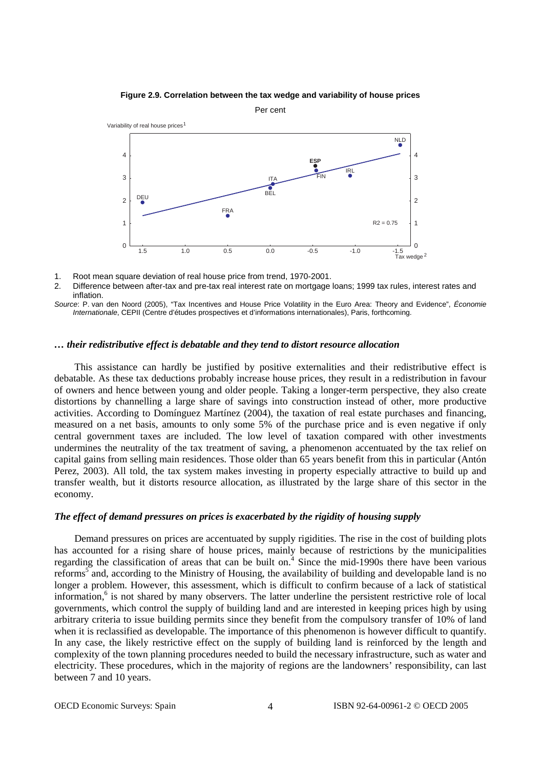**Figure 2.9. Correlation between the tax wedge and variability of house prices**

Per cent

1. Root mean square deviation of real house price from trend, 1970-2001.
2. Difference between after-tax and pre-tax real interest rate on mortgage loans; 1999 tax rules, interest rates and inflation.

*Source*: P. van den Noord (2005), "Tax Incentives and House Price Volatility in the Euro Area: Theory and Evidence", *Économie Internationale*, CEPII (Centre d'études prospectives et d'informations internationales), Paris, forthcoming.

### *… their redistributive effect is debatable and they tend to distort resource allocation*

This assistance can hardly be justified by positive externalities and their redistributive effect is debatable. As these tax deductions probably increase house prices, they result in a redistribution in favour of owners and hence between young and older people. Taking a longer-term perspective, they also create distortions by channelling a large share of savings into construction instead of other, more productive activities. According to Domínguez Martínez (2004), the taxation of real estate purchases and financing, measured on a net basis, amounts to only some 5% of the purchase price and is even negative if only central government taxes are included. The low level of taxation compared with other investments undermines the neutrality of the tax treatment of saving, a phenomenon accentuated by the tax relief on capital gains from selling main residences. Those older than 65 years benefit from this in particular (Antón Perez, 2003). All told, the tax system makes investing in property especially attractive to build up and transfer wealth, but it distorts resource allocation, as illustrated by the large share of this sector in the economy.

### *The effect of demand pressures on prices is exacerbated by the rigidity of housing supply*

Demand pressures on prices are accentuated by supply rigidities. The rise in the cost of building plots has accounted for a rising share of house prices, mainly because of restrictions by the municipalities regarding the classification of areas that can be built on.[4] Since the mid-1990s there have been various reforms[5] and, according to the Ministry of Housing, the availability of building and developable land is no longer a problem. However, this assessment, which is difficult to confirm because of a lack of statistical information,[6] is not shared by many observers. The latter underline the persistent restrictive role of local governments, which control the supply of building land and are interested in keeping prices high by using arbitrary criteria to issue building permits since they benefit from the compulsory transfer of 10% of land when it is reclassified as developable. The importance of this phenomenon is however difficult to quantify. In any case, the likely restrictive effect on the supply of building land is reinforced by the length and complexity of the town planning procedures needed to build the necessary infrastructure, such as water and electricity. These procedures, which in the majority of regions are the landowners' responsibility, can last between 7 and 10 years.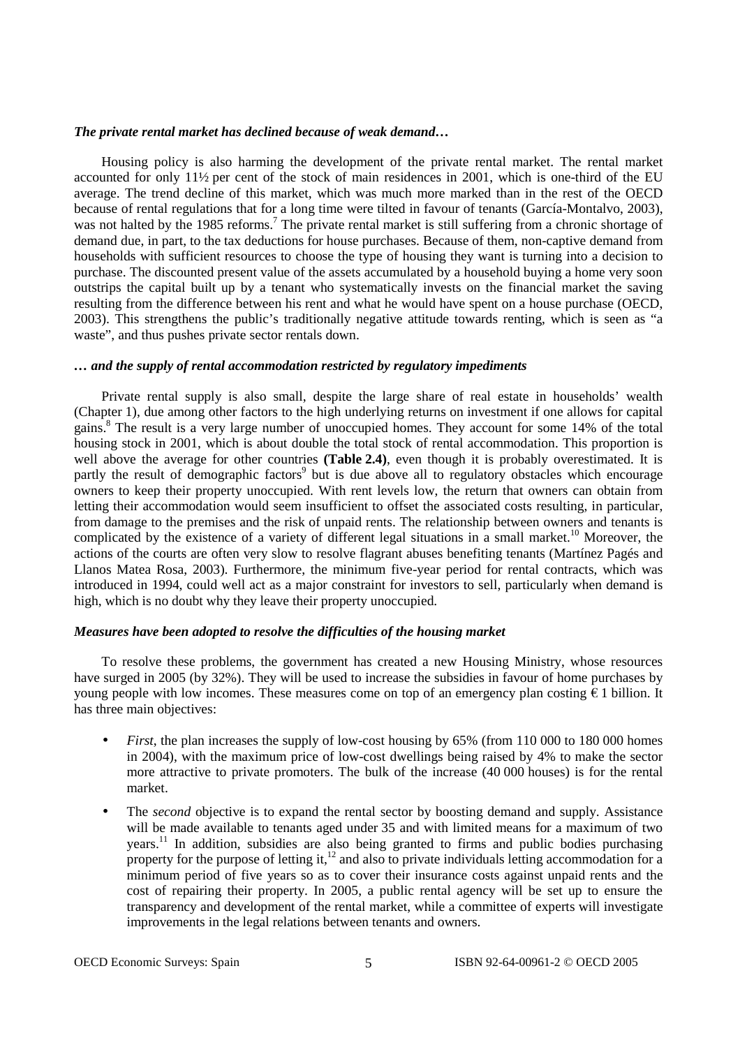***The private rental market has declined because of weak demand…***

Housing policy is also harming the development of the private rental market. The rental market accounted for only 11½ per cent of the stock of main residences in 2001, which is one-third of the EU average. The trend decline of this market, which was much more marked than in the rest of the OECD because of rental regulations that for a long time were tilted in favour of tenants (García-Montalvo, 2003), was not halted by the 1985 reforms.[7] The private rental market is still suffering from a chronic shortage of demand due, in part, to the tax deductions for house purchases. Because of them, non-captive demand from households with sufficient resources to choose the type of housing they want is turning into a decision to purchase. The discounted present value of the assets accumulated by a household buying a home very soon outstrips the capital built up by a tenant who systematically invests on the financial market the saving resulting from the difference between his rent and what he would have spent on a house purchase (OECD, 2003). This strengthens the public's traditionally negative attitude towards renting, which is seen as "a waste", and thus pushes private sector rentals down.

***… and the supply of rental accommodation restricted by regulatory impediments***

Private rental supply is also small, despite the large share of real estate in households' wealth (Chapter 1), due among other factors to the high underlying returns on investment if one allows for capital gains.[8] The result is a very large number of unoccupied homes. They account for some 14% of the total housing stock in 2001, which is about double the total stock of rental accommodation. This proportion is well above the average for other countries **(Table 2.4)**, even though it is probably overestimated. It is partly the result of demographic factors[9] but is due above all to regulatory obstacles which encourage owners to keep their property unoccupied. With rent levels low, the return that owners can obtain from letting their accommodation would seem insufficient to offset the associated costs resulting, in particular, from damage to the premises and the risk of unpaid rents. The relationship between owners and tenants is complicated by the existence of a variety of different legal situations in a small market.[10] Moreover, the actions of the courts are often very slow to resolve flagrant abuses benefiting tenants (Martínez Pagés and Llanos Matea Rosa, 2003). Furthermore, the minimum five-year period for rental contracts, which was introduced in 1994, could well act as a major constraint for investors to sell, particularly when demand is high, which is no doubt why they leave their property unoccupied.

***Measures have been adopted to resolve the difficulties of the housing market***

To resolve these problems, the government has created a new Housing Ministry, whose resources have surged in 2005 (by 32%). They will be used to increase the subsidies in favour of home purchases by young people with low incomes. These measures come on top of an emergency plan costing € 1 billion. It has three main objectives:

- *First*, the plan increases the supply of low-cost housing by 65% (from 110 000 to 180 000 homes in 2004), with the maximum price of low-cost dwellings being raised by 4% to make the sector more attractive to private promoters. The bulk of the increase (40 000 houses) is for the rental market.
- The *second* objective is to expand the rental sector by boosting demand and supply. Assistance will be made available to tenants aged under 35 and with limited means for a maximum of two years.[11] In addition, subsidies are also being granted to firms and public bodies purchasing property for the purpose of letting it,[12] and also to private individuals letting accommodation for a minimum period of five years so as to cover their insurance costs against unpaid rents and the cost of repairing their property. In 2005, a public rental agency will be set up to ensure the transparency and development of the rental market, while a committee of experts will investigate improvements in the legal relations between tenants and owners.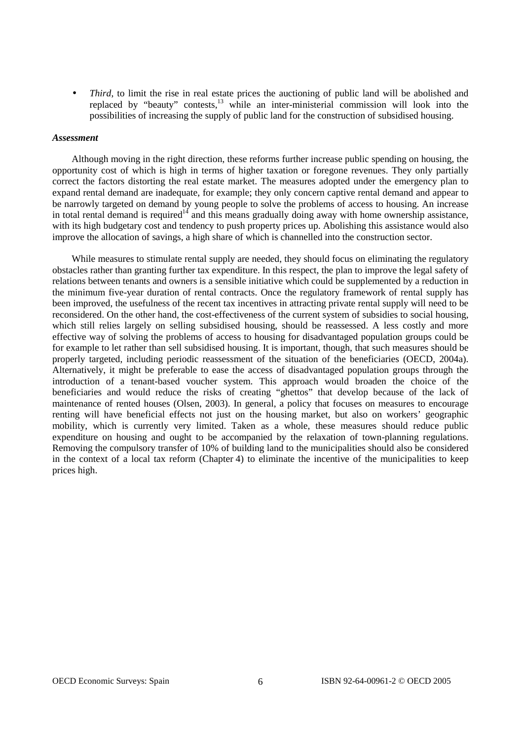- *Third*, to limit the rise in real estate prices the auctioning of public land will be abolished and replaced by "beauty" contests,[13] while an inter-ministerial commission will look into the possibilities of increasing the supply of public land for the construction of subsidised housing.

***Assessment***

Although moving in the right direction, these reforms further increase public spending on housing, the opportunity cost of which is high in terms of higher taxation or foregone revenues. They only partially correct the factors distorting the real estate market. The measures adopted under the emergency plan to expand rental demand are inadequate, for example; they only concern captive rental demand and appear to be narrowly targeted on demand by young people to solve the problems of access to housing. An increase in total rental demand is required[14] and this means gradually doing away with home ownership assistance, with its high budgetary cost and tendency to push property prices up. Abolishing this assistance would also improve the allocation of savings, a high share of which is channelled into the construction sector.

While measures to stimulate rental supply are needed, they should focus on eliminating the regulatory obstacles rather than granting further tax expenditure. In this respect, the plan to improve the legal safety of relations between tenants and owners is a sensible initiative which could be supplemented by a reduction in the minimum five-year duration of rental contracts. Once the regulatory framework of rental supply has been improved, the usefulness of the recent tax incentives in attracting private rental supply will need to be reconsidered. On the other hand, the cost-effectiveness of the current system of subsidies to social housing, which still relies largely on selling subsidised housing, should be reassessed. A less costly and more effective way of solving the problems of access to housing for disadvantaged population groups could be for example to let rather than sell subsidised housing. It is important, though, that such measures should be properly targeted, including periodic reassessment of the situation of the beneficiaries (OECD, 2004a). Alternatively, it might be preferable to ease the access of disadvantaged population groups through the introduction of a tenant-based voucher system. This approach would broaden the choice of the beneficiaries and would reduce the risks of creating "ghettos" that develop because of the lack of maintenance of rented houses (Olsen, 2003). In general, a policy that focuses on measures to encourage renting will have beneficial effects not just on the housing market, but also on workers' geographic mobility, which is currently very limited. Taken as a whole, these measures should reduce public expenditure on housing and ought to be accompanied by the relaxation of town-planning regulations. Removing the compulsory transfer of 10% of building land to the municipalities should also be considered in the context of a local tax reform (Chapter 4) to eliminate the incentive of the municipalities to keep prices high.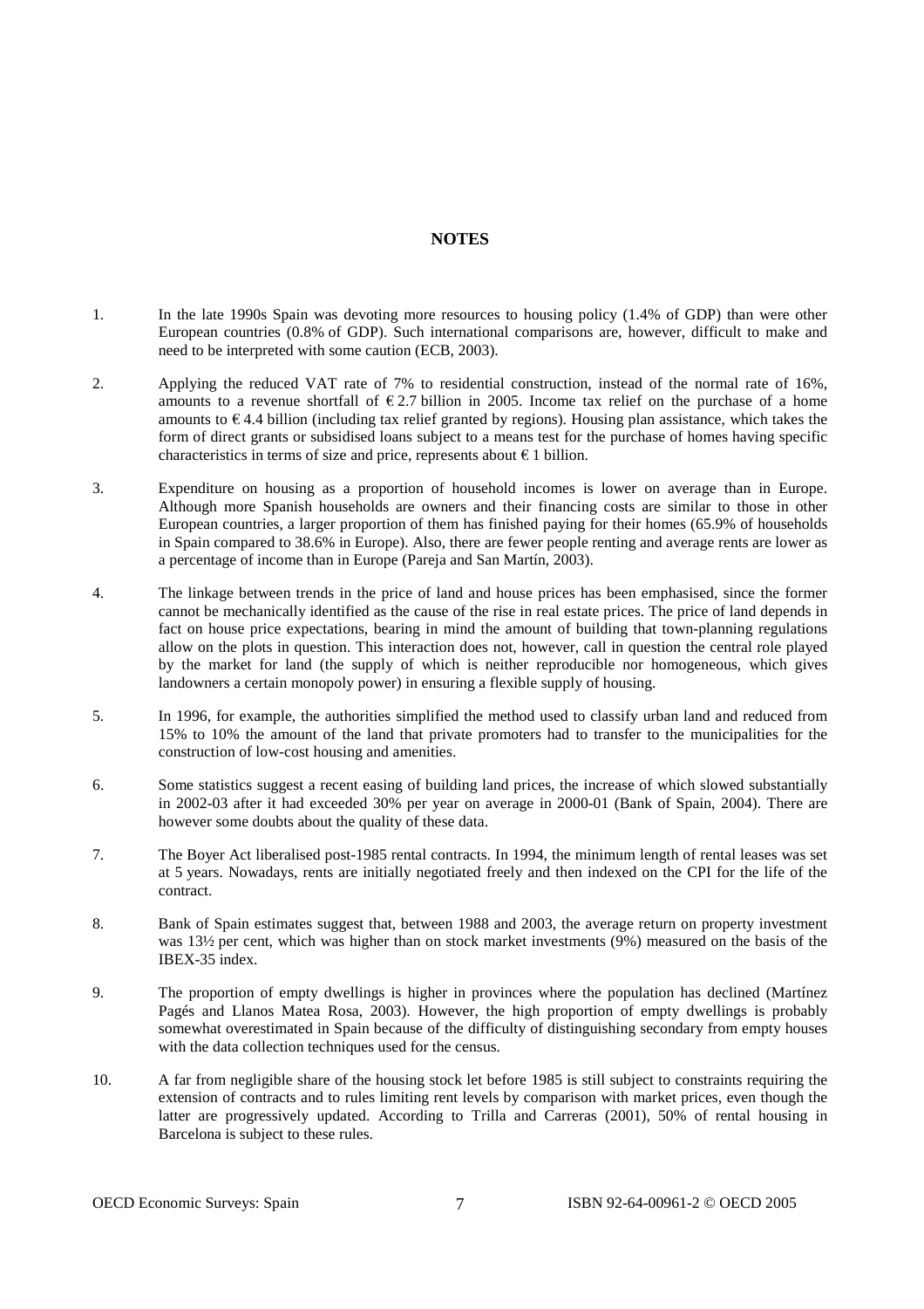# NOTES

1. In the late 1990s Spain was devoting more resources to housing policy (1.4% of GDP) than were other European countries (0.8% of GDP). Such international comparisons are, however, difficult to make and need to be interpreted with some caution (ECB, 2003).

2. Applying the reduced VAT rate of 7% to residential construction, instead of the normal rate of 16%, amounts to a revenue shortfall of € 2.7 billion in 2005. Income tax relief on the purchase of a home amounts to € 4.4 billion (including tax relief granted by regions). Housing plan assistance, which takes the form of direct grants or subsidised loans subject to a means test for the purchase of homes having specific characteristics in terms of size and price, represents about € 1 billion.

3. Expenditure on housing as a proportion of household incomes is lower on average than in Europe. Although more Spanish households are owners and their financing costs are similar to those in other European countries, a larger proportion of them has finished paying for their homes (65.9% of households in Spain compared to 38.6% in Europe). Also, there are fewer people renting and average rents are lower as a percentage of income than in Europe (Pareja and San Martín, 2003).

4. The linkage between trends in the price of land and house prices has been emphasised, since the former cannot be mechanically identified as the cause of the rise in real estate prices. The price of land depends in fact on house price expectations, bearing in mind the amount of building that town-planning regulations allow on the plots in question. This interaction does not, however, call in question the central role played by the market for land (the supply of which is neither reproducible nor homogeneous, which gives landowners a certain monopoly power) in ensuring a flexible supply of housing.

5. In 1996, for example, the authorities simplified the method used to classify urban land and reduced from 15% to 10% the amount of the land that private promoters had to transfer to the municipalities for the construction of low-cost housing and amenities.

6. Some statistics suggest a recent easing of building land prices, the increase of which slowed substantially in 2002-03 after it had exceeded 30% per year on average in 2000-01 (Bank of Spain, 2004). There are however some doubts about the quality of these data.

7. The Boyer Act liberalised post-1985 rental contracts. In 1994, the minimum length of rental leases was set at 5 years. Nowadays, rents are initially negotiated freely and then indexed on the CPI for the life of the contract.

8. Bank of Spain estimates suggest that, between 1988 and 2003, the average return on property investment was 13½ per cent, which was higher than on stock market investments (9%) measured on the basis of the IBEX-35 index.

9. The proportion of empty dwellings is higher in provinces where the population has declined (Martínez Pagés and Llanos Matea Rosa, 2003). However, the high proportion of empty dwellings is probably somewhat overestimated in Spain because of the difficulty of distinguishing secondary from empty houses with the data collection techniques used for the census.

10. A far from negligible share of the housing stock let before 1985 is still subject to constraints requiring the extension of contracts and to rules limiting rent levels by comparison with market prices, even though the latter are progressively updated. According to Trilla and Carreras (2001), 50% of rental housing in Barcelona is subject to these rules.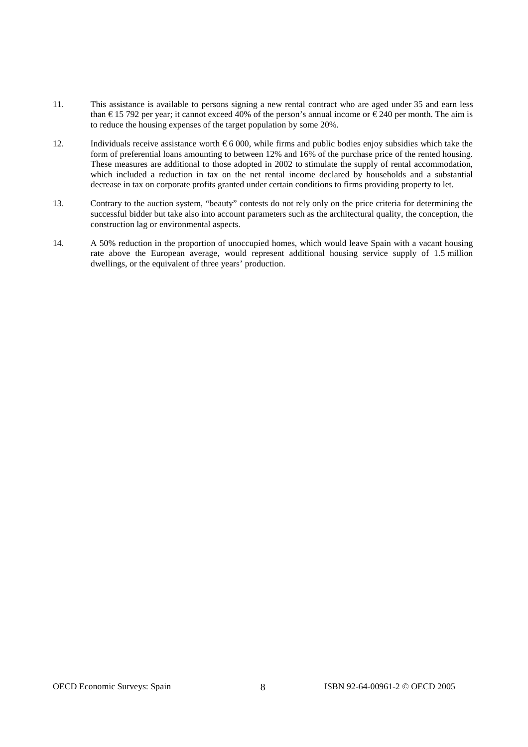11. This assistance is available to persons signing a new rental contract who are aged under 35 and earn less than € 15 792 per year; it cannot exceed 40% of the person's annual income or € 240 per month. The aim is to reduce the housing expenses of the target population by some 20%.

12. Individuals receive assistance worth € 6 000, while firms and public bodies enjoy subsidies which take the form of preferential loans amounting to between 12% and 16% of the purchase price of the rented housing. These measures are additional to those adopted in 2002 to stimulate the supply of rental accommodation, which included a reduction in tax on the net rental income declared by households and a substantial decrease in tax on corporate profits granted under certain conditions to firms providing property to let.

13. Contrary to the auction system, "beauty" contests do not rely only on the price criteria for determining the successful bidder but take also into account parameters such as the architectural quality, the conception, the construction lag or environmental aspects.

14. A 50% reduction in the proportion of unoccupied homes, which would leave Spain with a vacant housing rate above the European average, would represent additional housing service supply of 1.5 million dwellings, or the equivalent of three years' production.